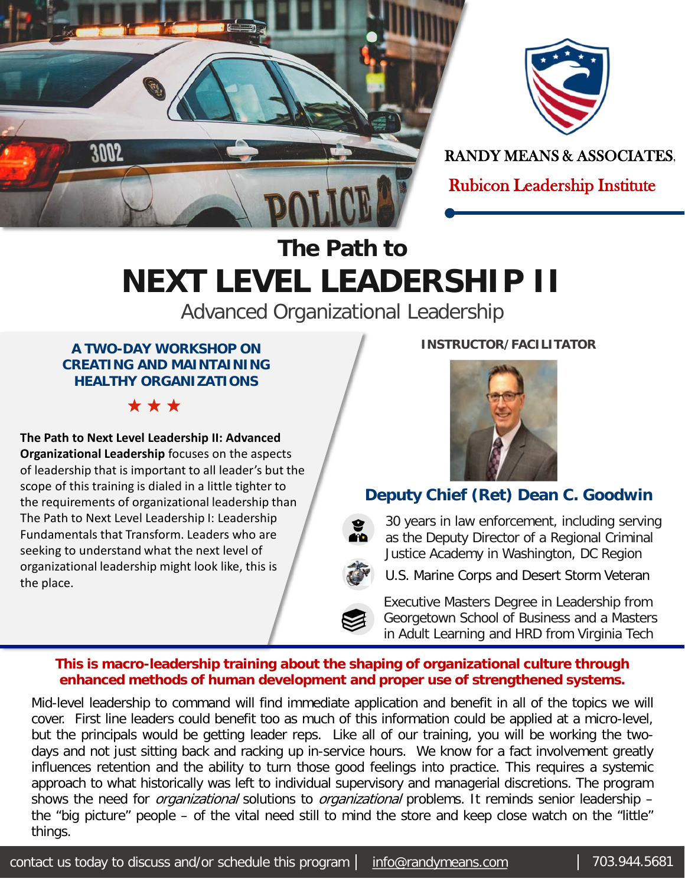RANDY MEANS & ASSOCIATES.

Rubicon Leadership Institute

# The Path to NEXT LEVEL LEADERSHIP II

## Advanced Organizational Leadership

### A TWO-DAY WORKSHOP ON CREATING AND MAINTAINING HEALTHY ORGANIZATIONS

★ ★ ★

**The Path to Next Level Leadership II: Advanced Organizational Leadership** focuses on the aspects of leadership that is important to all leader's but the scope of this training is dialed in a little tighter to the requirements of organizational leadership than The Path to Next Level Leadership I: Leadership Fundamentals that Transform. Leaders who are seeking to understand what the next level of organizational leadership might look like, this is the place.

**INSTRUCTOR/FACILITATOR**

### Deputy Chief (Ret) Dean C. Goodwin

- 30 years in law enforcement, including serving as the Deputy Director of a Regional Criminal Justice Academy in Washington, DC Region
- U.S. Marine Corps and Desert Storm Veteran
- Executive Masters Degree in Leadership from Georgetown School of Business and a Masters in Adult Learning and HRD from Virginia Tech

**This is macro-leadership training about the shaping of organizational culture through enhanced methods of human development and proper use of strengthened systems.**

Mid-level leadership to command will find immediate application and benefit in all of the topics we will cover. First line leaders could benefit too as much of this information could be applied at a micro-level, but the principals would be getting leader reps. Like all of our training, you will be working the two-days and not just sitting back and racking up in-service hours. We know for a fact involvement greatly influences retention and the ability to turn those good feelings into practice. This requires a systemic approach to what historically was left to individual supervisory and managerial discretions. The program shows the need for *organizational* solutions to *organizational* problems. It reminds senior leadership – the "big picture" people – of the vital need still to mind the store and keep close watch on the "little" things.

contact us today to discuss and/or schedule this program | info@randymeans.com | 703.944.5681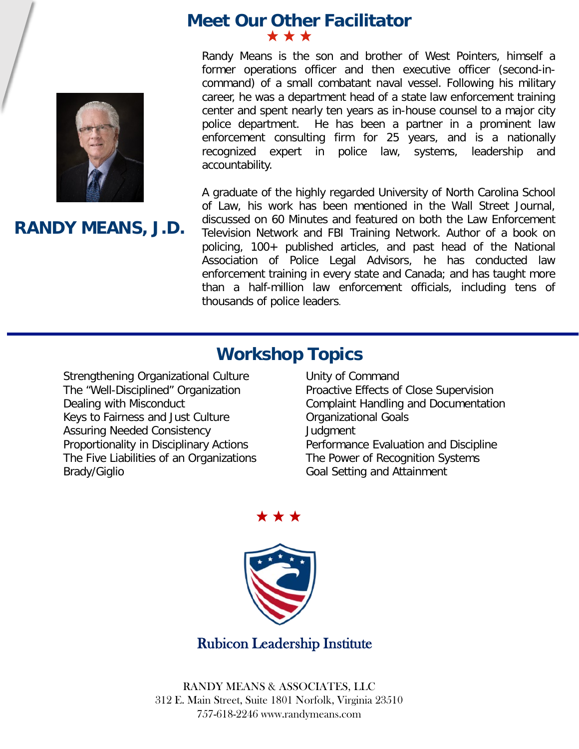## Meet Our Other Facilitator

★ ★ ★

### RANDY MEANS, J.D.

Randy Means is the son and brother of West Pointers, himself a former operations officer and then executive officer (second-in-command) of a small combatant naval vessel. Following his military career, he was a department head of a state law enforcement training center and spent nearly ten years as in-house counsel to a major city police department. He has been a partner in a prominent law enforcement consulting firm for 25 years, and is a nationally recognized expert in police law, systems, leadership and accountability.

A graduate of the highly regarded University of North Carolina School of Law, his work has been mentioned in the Wall Street Journal, discussed on 60 Minutes and featured on both the Law Enforcement Television Network and FBI Training Network. Author of a book on policing, 100+ published articles, and past head of the National Association of Police Legal Advisors, he has conducted law enforcement training in every state and Canada; and has taught more than a half-million law enforcement officials, including tens of thousands of police leaders.

---

## Workshop Topics

- Strengthening Organizational Culture
- The "Well-Disciplined" Organization
- Dealing with Misconduct
- Keys to Fairness and Just Culture
- Assuring Needed Consistency
- Proportionality in Disciplinary Actions
- The Five Liabilities of an Organizations
- Brady/Giglio
- Unity of Command
- Proactive Effects of Close Supervision
- Complaint Handling and Documentation
- Organizational Goals
- Judgment
- Performance Evaluation and Discipline
- The Power of Recognition Systems
- Goal Setting and Attainment

★ ★ ★

Rubicon Leadership Institute

RANDY MEANS & ASSOCIATES, LLC
312 E. Main Street, Suite 1801 Norfolk, Virginia 23510
757-618-2246 www.randymeans.com